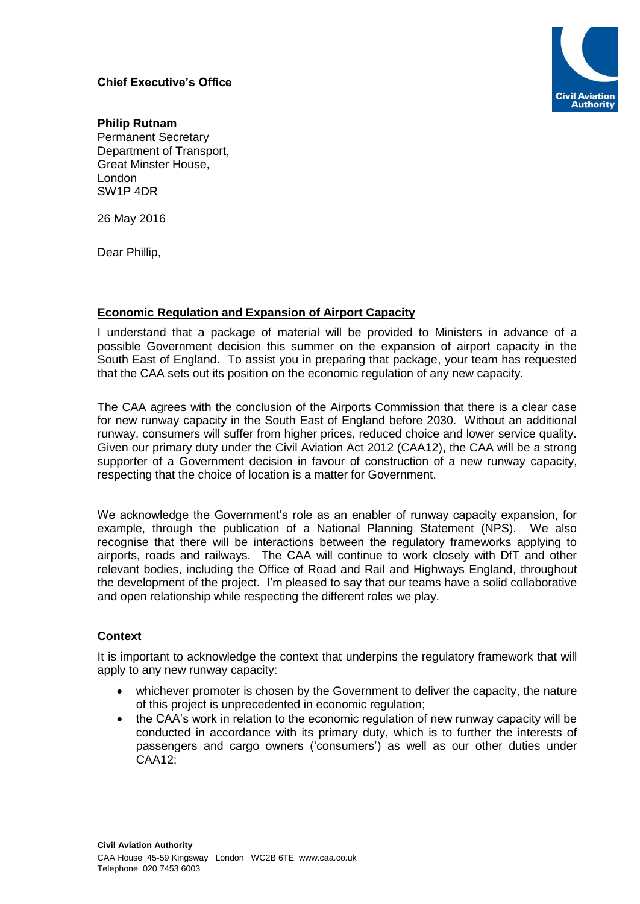**Chief Executive's Office**

**Philip Rutnam**
Permanent Secretary
Department of Transport,
Great Minster House,
London
SW1P 4DR

26 May 2016

Dear Phillip,

**Economic Regulation and Expansion of Airport Capacity**

I understand that a package of material will be provided to Ministers in advance of a possible Government decision this summer on the expansion of airport capacity in the South East of England. To assist you in preparing that package, your team has requested that the CAA sets out its position on the economic regulation of any new capacity.

The CAA agrees with the conclusion of the Airports Commission that there is a clear case for new runway capacity in the South East of England before 2030. Without an additional runway, consumers will suffer from higher prices, reduced choice and lower service quality. Given our primary duty under the Civil Aviation Act 2012 (CAA12), the CAA will be a strong supporter of a Government decision in favour of construction of a new runway capacity, respecting that the choice of location is a matter for Government.

We acknowledge the Government's role as an enabler of runway capacity expansion, for example, through the publication of a National Planning Statement (NPS). We also recognise that there will be interactions between the regulatory frameworks applying to airports, roads and railways. The CAA will continue to work closely with DfT and other relevant bodies, including the Office of Road and Rail and Highways England, throughout the development of the project. I'm pleased to say that our teams have a solid collaborative and open relationship while respecting the different roles we play.

**Context**

It is important to acknowledge the context that underpins the regulatory framework that will apply to any new runway capacity:

- whichever promoter is chosen by the Government to deliver the capacity, the nature of this project is unprecedented in economic regulation;
- the CAA's work in relation to the economic regulation of new runway capacity will be conducted in accordance with its primary duty, which is to further the interests of passengers and cargo owners ('consumers') as well as our other duties under CAA12;

**Civil Aviation Authority**
CAA House 45-59 Kingsway London WC2B 6TE www.caa.co.uk
Telephone 020 7453 6003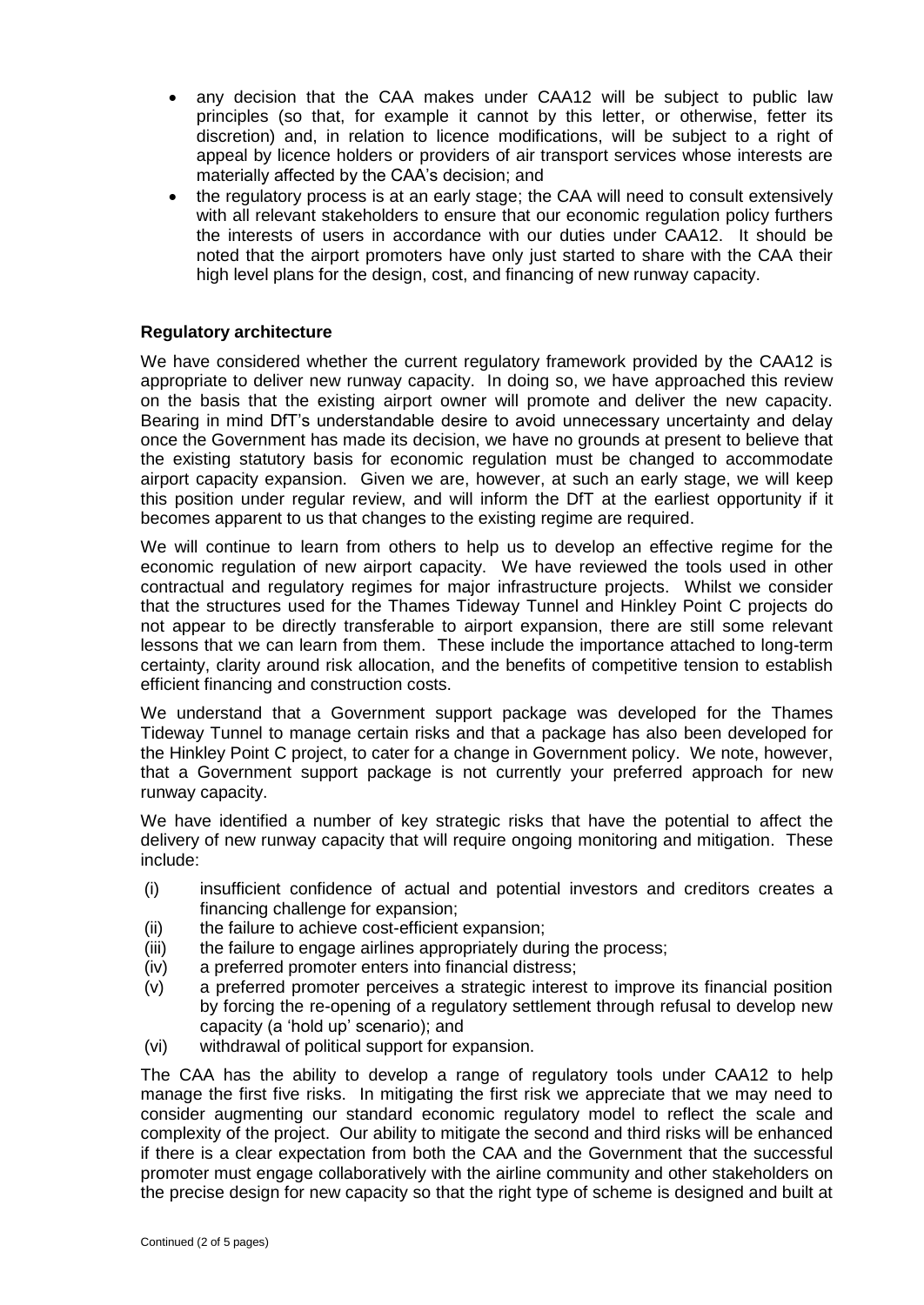- any decision that the CAA makes under CAA12 will be subject to public law principles (so that, for example it cannot by this letter, or otherwise, fetter its discretion) and, in relation to licence modifications, will be subject to a right of appeal by licence holders or providers of air transport services whose interests are materially affected by the CAA's decision; and
- the regulatory process is at an early stage; the CAA will need to consult extensively with all relevant stakeholders to ensure that our economic regulation policy furthers the interests of users in accordance with our duties under CAA12. It should be noted that the airport promoters have only just started to share with the CAA their high level plans for the design, cost, and financing of new runway capacity.

**Regulatory architecture**

We have considered whether the current regulatory framework provided by the CAA12 is appropriate to deliver new runway capacity. In doing so, we have approached this review on the basis that the existing airport owner will promote and deliver the new capacity. Bearing in mind DfT's understandable desire to avoid unnecessary uncertainty and delay once the Government has made its decision, we have no grounds at present to believe that the existing statutory basis for economic regulation must be changed to accommodate airport capacity expansion. Given we are, however, at such an early stage, we will keep this position under regular review, and will inform the DfT at the earliest opportunity if it becomes apparent to us that changes to the existing regime are required.

We will continue to learn from others to help us to develop an effective regime for the economic regulation of new airport capacity. We have reviewed the tools used in other contractual and regulatory regimes for major infrastructure projects. Whilst we consider that the structures used for the Thames Tideway Tunnel and Hinkley Point C projects do not appear to be directly transferable to airport expansion, there are still some relevant lessons that we can learn from them. These include the importance attached to long-term certainty, clarity around risk allocation, and the benefits of competitive tension to establish efficient financing and construction costs.

We understand that a Government support package was developed for the Thames Tideway Tunnel to manage certain risks and that a package has also been developed for the Hinkley Point C project, to cater for a change in Government policy. We note, however, that a Government support package is not currently your preferred approach for new runway capacity.

We have identified a number of key strategic risks that have the potential to affect the delivery of new runway capacity that will require ongoing monitoring and mitigation. These include:

(i) insufficient confidence of actual and potential investors and creditors creates a financing challenge for expansion;
(ii) the failure to achieve cost-efficient expansion;
(iii) the failure to engage airlines appropriately during the process;
(iv) a preferred promoter enters into financial distress;
(v) a preferred promoter perceives a strategic interest to improve its financial position by forcing the re-opening of a regulatory settlement through refusal to develop new capacity (a 'hold up' scenario); and
(vi) withdrawal of political support for expansion.

The CAA has the ability to develop a range of regulatory tools under CAA12 to help manage the first five risks. In mitigating the first risk we appreciate that we may need to consider augmenting our standard economic regulatory model to reflect the scale and complexity of the project. Our ability to mitigate the second and third risks will be enhanced if there is a clear expectation from both the CAA and the Government that the successful promoter must engage collaboratively with the airline community and other stakeholders on the precise design for new capacity so that the right type of scheme is designed and built at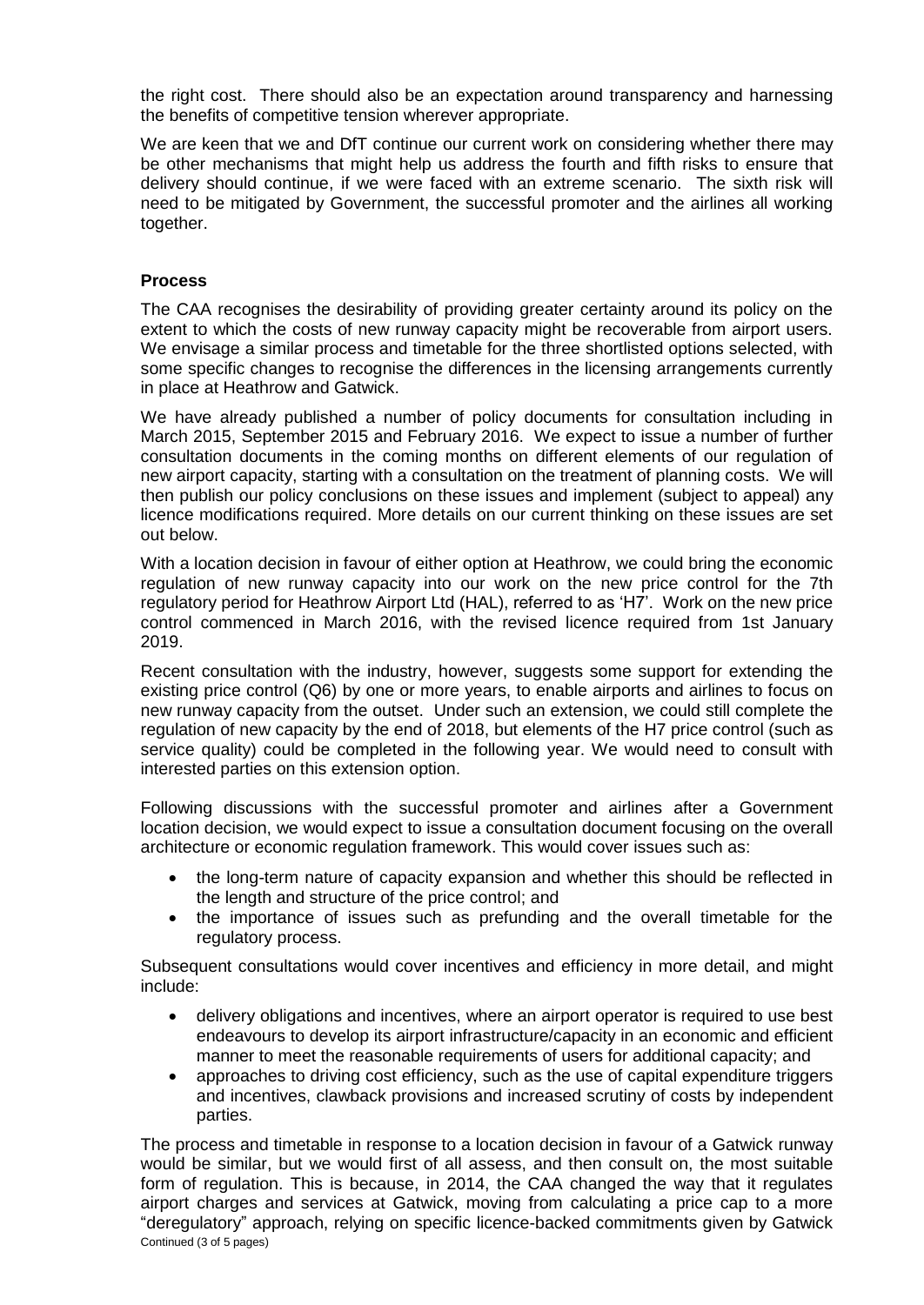the right cost. There should also be an expectation around transparency and harnessing the benefits of competitive tension wherever appropriate.

We are keen that we and DfT continue our current work on considering whether there may be other mechanisms that might help us address the fourth and fifth risks to ensure that delivery should continue, if we were faced with an extreme scenario. The sixth risk will need to be mitigated by Government, the successful promoter and the airlines all working together.

## Process

The CAA recognises the desirability of providing greater certainty around its policy on the extent to which the costs of new runway capacity might be recoverable from airport users. We envisage a similar process and timetable for the three shortlisted options selected, with some specific changes to recognise the differences in the licensing arrangements currently in place at Heathrow and Gatwick.

We have already published a number of policy documents for consultation including in March 2015, September 2015 and February 2016. We expect to issue a number of further consultation documents in the coming months on different elements of our regulation of new airport capacity, starting with a consultation on the treatment of planning costs. We will then publish our policy conclusions on these issues and implement (subject to appeal) any licence modifications required. More details on our current thinking on these issues are set out below.

With a location decision in favour of either option at Heathrow, we could bring the economic regulation of new runway capacity into our work on the new price control for the 7th regulatory period for Heathrow Airport Ltd (HAL), referred to as 'H7'. Work on the new price control commenced in March 2016, with the revised licence required from 1st January 2019.

Recent consultation with the industry, however, suggests some support for extending the existing price control (Q6) by one or more years, to enable airports and airlines to focus on new runway capacity from the outset. Under such an extension, we could still complete the regulation of new capacity by the end of 2018, but elements of the H7 price control (such as service quality) could be completed in the following year. We would need to consult with interested parties on this extension option.

Following discussions with the successful promoter and airlines after a Government location decision, we would expect to issue a consultation document focusing on the overall architecture or economic regulation framework. This would cover issues such as:

- the long-term nature of capacity expansion and whether this should be reflected in the length and structure of the price control; and
- the importance of issues such as prefunding and the overall timetable for the regulatory process.

Subsequent consultations would cover incentives and efficiency in more detail, and might include:

- delivery obligations and incentives, where an airport operator is required to use best endeavours to develop its airport infrastructure/capacity in an economic and efficient manner to meet the reasonable requirements of users for additional capacity; and
- approaches to driving cost efficiency, such as the use of capital expenditure triggers and incentives, clawback provisions and increased scrutiny of costs by independent parties.

The process and timetable in response to a location decision in favour of a Gatwick runway would be similar, but we would first of all assess, and then consult on, the most suitable form of regulation. This is because, in 2014, the CAA changed the way that it regulates airport charges and services at Gatwick, moving from calculating a price cap to a more "deregulatory" approach, relying on specific licence-backed commitments given by Gatwick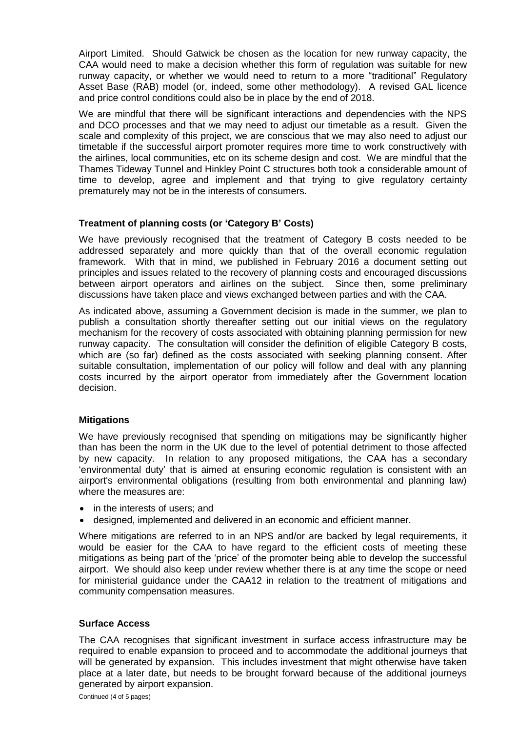Airport Limited. Should Gatwick be chosen as the location for new runway capacity, the CAA would need to make a decision whether this form of regulation was suitable for new runway capacity, or whether we would need to return to a more "traditional" Regulatory Asset Base (RAB) model (or, indeed, some other methodology). A revised GAL licence and price control conditions could also be in place by the end of 2018.

We are mindful that there will be significant interactions and dependencies with the NPS and DCO processes and that we may need to adjust our timetable as a result. Given the scale and complexity of this project, we are conscious that we may also need to adjust our timetable if the successful airport promoter requires more time to work constructively with the airlines, local communities, etc on its scheme design and cost. We are mindful that the Thames Tideway Tunnel and Hinkley Point C structures both took a considerable amount of time to develop, agree and implement and that trying to give regulatory certainty prematurely may not be in the interests of consumers.

**Treatment of planning costs (or 'Category B' Costs)**

We have previously recognised that the treatment of Category B costs needed to be addressed separately and more quickly than that of the overall economic regulation framework. With that in mind, we published in February 2016 a document setting out principles and issues related to the recovery of planning costs and encouraged discussions between airport operators and airlines on the subject. Since then, some preliminary discussions have taken place and views exchanged between parties and with the CAA.

As indicated above, assuming a Government decision is made in the summer, we plan to publish a consultation shortly thereafter setting out our initial views on the regulatory mechanism for the recovery of costs associated with obtaining planning permission for new runway capacity. The consultation will consider the definition of eligible Category B costs, which are (so far) defined as the costs associated with seeking planning consent. After suitable consultation, implementation of our policy will follow and deal with any planning costs incurred by the airport operator from immediately after the Government location decision.

**Mitigations**

We have previously recognised that spending on mitigations may be significantly higher than has been the norm in the UK due to the level of potential detriment to those affected by new capacity. In relation to any proposed mitigations, the CAA has a secondary 'environmental duty' that is aimed at ensuring economic regulation is consistent with an airport's environmental obligations (resulting from both environmental and planning law) where the measures are:

- in the interests of users; and
- designed, implemented and delivered in an economic and efficient manner.

Where mitigations are referred to in an NPS and/or are backed by legal requirements, it would be easier for the CAA to have regard to the efficient costs of meeting these mitigations as being part of the 'price' of the promoter being able to develop the successful airport. We should also keep under review whether there is at any time the scope or need for ministerial guidance under the CAA12 in relation to the treatment of mitigations and community compensation measures.

**Surface Access**

The CAA recognises that significant investment in surface access infrastructure may be required to enable expansion to proceed and to accommodate the additional journeys that will be generated by expansion. This includes investment that might otherwise have taken place at a later date, but needs to be brought forward because of the additional journeys generated by airport expansion.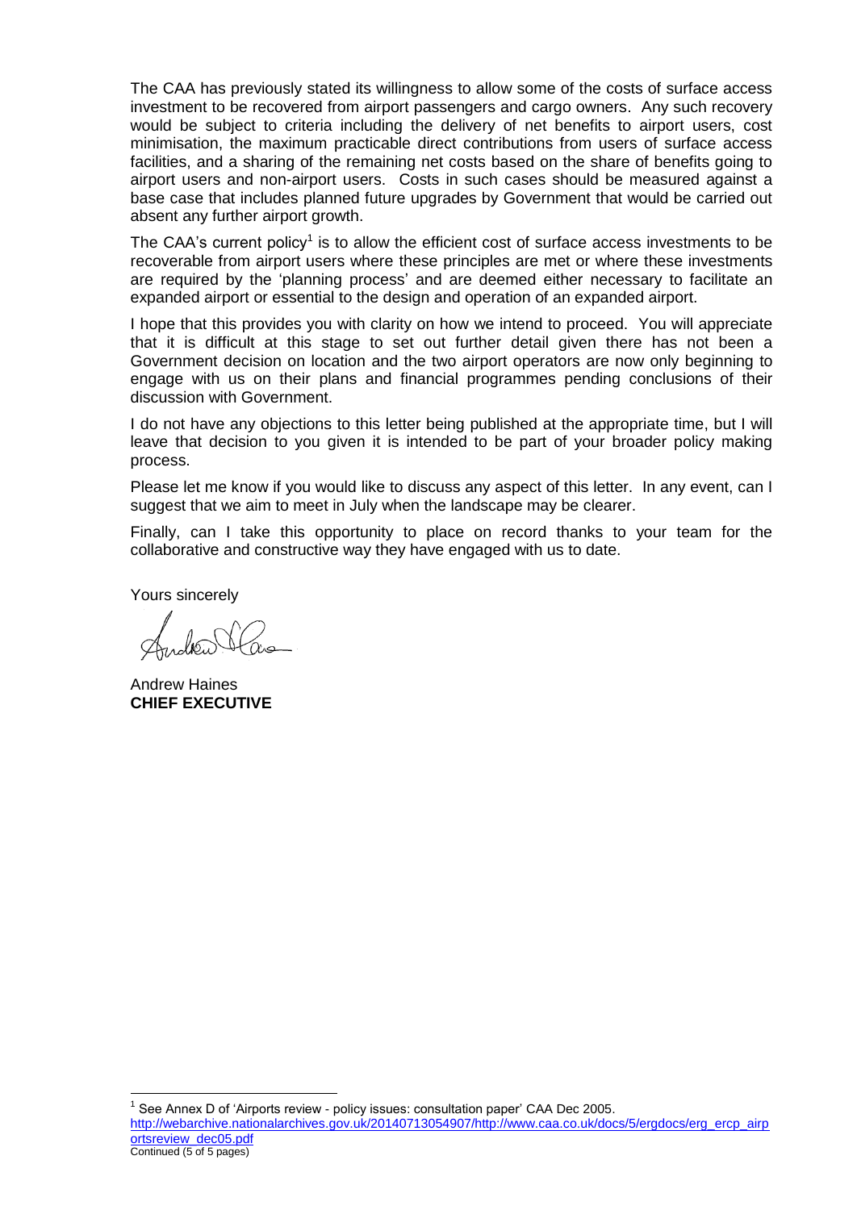The CAA has previously stated its willingness to allow some of the costs of surface access investment to be recovered from airport passengers and cargo owners. Any such recovery would be subject to criteria including the delivery of net benefits to airport users, cost minimisation, the maximum practicable direct contributions from users of surface access facilities, and a sharing of the remaining net costs based on the share of benefits going to airport users and non-airport users. Costs in such cases should be measured against a base case that includes planned future upgrades by Government that would be carried out absent any further airport growth.

The CAA's current policy[1] is to allow the efficient cost of surface access investments to be recoverable from airport users where these principles are met or where these investments are required by the 'planning process' and are deemed either necessary to facilitate an expanded airport or essential to the design and operation of an expanded airport.

I hope that this provides you with clarity on how we intend to proceed. You will appreciate that it is difficult at this stage to set out further detail given there has not been a Government decision on location and the two airport operators are now only beginning to engage with us on their plans and financial programmes pending conclusions of their discussion with Government.

I do not have any objections to this letter being published at the appropriate time, but I will leave that decision to you given it is intended to be part of your broader policy making process.

Please let me know if you would like to discuss any aspect of this letter. In any event, can I suggest that we aim to meet in July when the landscape may be clearer.

Finally, can I take this opportunity to place on record thanks to your team for the collaborative and constructive way they have engaged with us to date.

Yours sincerely

Andrew Haines
**CHIEF EXECUTIVE**

[1] See Annex D of 'Airports review - policy issues: consultation paper' CAA Dec 2005. http://webarchive.nationalarchives.gov.uk/20140713054907/http://www.caa.co.uk/docs/5/ergdocs/erg_ercp_airportsreview_dec05.pdf